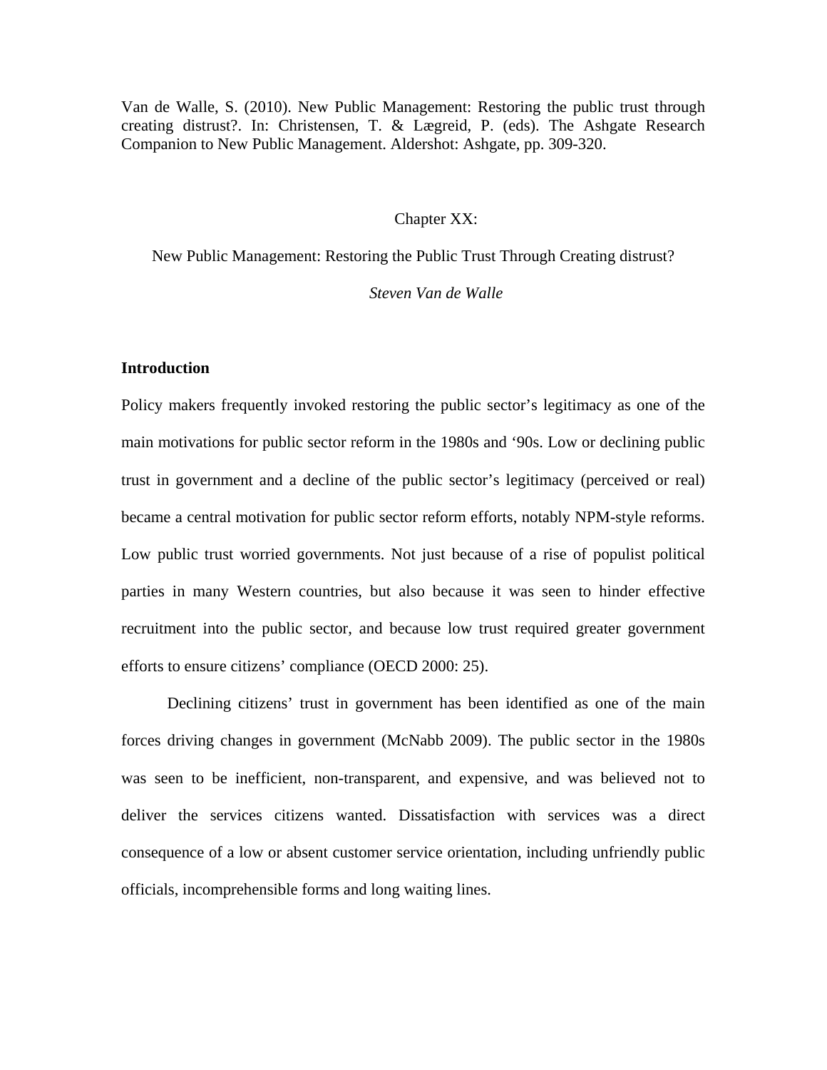Van de Walle, S. (2010). New Public Management: Restoring the public trust through creating distrust?. In: Christensen, T. & Lægreid, P. (eds). The Ashgate Research Companion to New Public Management. Aldershot: Ashgate, pp. 309-320.

Chapter XX:

# New Public Management: Restoring the Public Trust Through Creating distrust?

*Steven Van de Walle*

## Introduction

Policy makers frequently invoked restoring the public sector's legitimacy as one of the main motivations for public sector reform in the 1980s and '90s. Low or declining public trust in government and a decline of the public sector's legitimacy (perceived or real) became a central motivation for public sector reform efforts, notably NPM-style reforms. Low public trust worried governments. Not just because of a rise of populist political parties in many Western countries, but also because it was seen to hinder effective recruitment into the public sector, and because low trust required greater government efforts to ensure citizens' compliance (OECD 2000: 25).

Declining citizens' trust in government has been identified as one of the main forces driving changes in government (McNabb 2009). The public sector in the 1980s was seen to be inefficient, non-transparent, and expensive, and was believed not to deliver the services citizens wanted. Dissatisfaction with services was a direct consequence of a low or absent customer service orientation, including unfriendly public officials, incomprehensible forms and long waiting lines.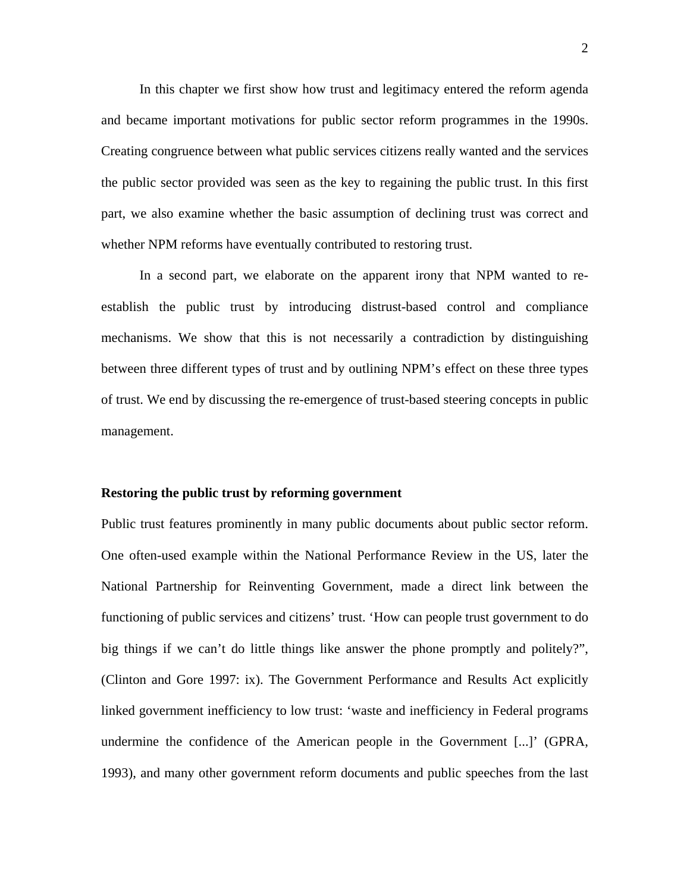In this chapter we first show how trust and legitimacy entered the reform agenda and became important motivations for public sector reform programmes in the 1990s. Creating congruence between what public services citizens really wanted and the services the public sector provided was seen as the key to regaining the public trust. In this first part, we also examine whether the basic assumption of declining trust was correct and whether NPM reforms have eventually contributed to restoring trust.

In a second part, we elaborate on the apparent irony that NPM wanted to re-establish the public trust by introducing distrust-based control and compliance mechanisms. We show that this is not necessarily a contradiction by distinguishing between three different types of trust and by outlining NPM's effect on these three types of trust. We end by discussing the re-emergence of trust-based steering concepts in public management.

**Restoring the public trust by reforming government**

Public trust features prominently in many public documents about public sector reform. One often-used example within the National Performance Review in the US, later the National Partnership for Reinventing Government, made a direct link between the functioning of public services and citizens' trust. 'How can people trust government to do big things if we can't do little things like answer the phone promptly and politely?", (Clinton and Gore 1997: ix). The Government Performance and Results Act explicitly linked government inefficiency to low trust: 'waste and inefficiency in Federal programs undermine the confidence of the American people in the Government [...]' (GPRA, 1993), and many other government reform documents and public speeches from the last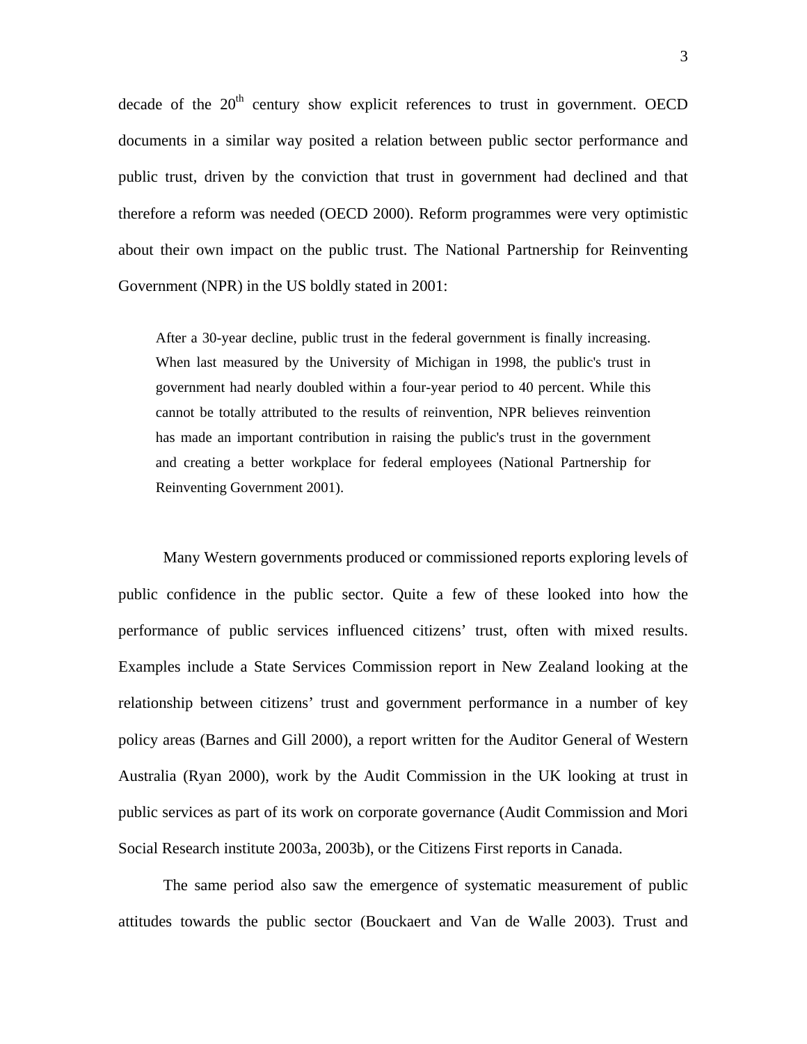decade of the 20th century show explicit references to trust in government. OECD documents in a similar way posited a relation between public sector performance and public trust, driven by the conviction that trust in government had declined and that therefore a reform was needed (OECD 2000). Reform programmes were very optimistic about their own impact on the public trust. The National Partnership for Reinventing Government (NPR) in the US boldly stated in 2001:

> After a 30-year decline, public trust in the federal government is finally increasing. When last measured by the University of Michigan in 1998, the public's trust in government had nearly doubled within a four-year period to 40 percent. While this cannot be totally attributed to the results of reinvention, NPR believes reinvention has made an important contribution in raising the public's trust in the government and creating a better workplace for federal employees (National Partnership for Reinventing Government 2001).

Many Western governments produced or commissioned reports exploring levels of public confidence in the public sector. Quite a few of these looked into how the performance of public services influenced citizens' trust, often with mixed results. Examples include a State Services Commission report in New Zealand looking at the relationship between citizens' trust and government performance in a number of key policy areas (Barnes and Gill 2000), a report written for the Auditor General of Western Australia (Ryan 2000), work by the Audit Commission in the UK looking at trust in public services as part of its work on corporate governance (Audit Commission and Mori Social Research institute 2003a, 2003b), or the Citizens First reports in Canada.

The same period also saw the emergence of systematic measurement of public attitudes towards the public sector (Bouckaert and Van de Walle 2003). Trust and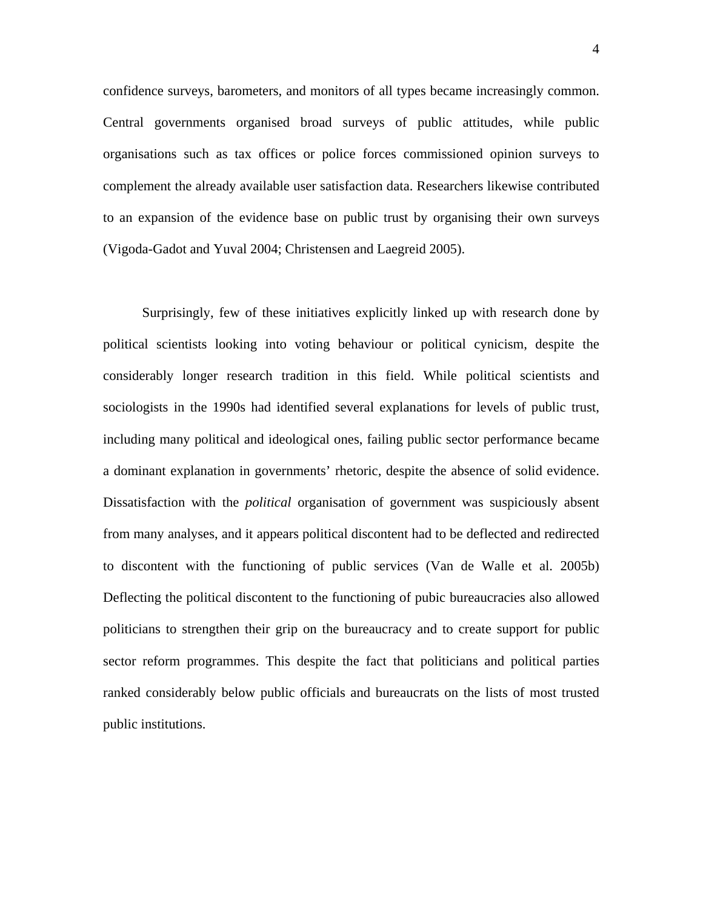confidence surveys, barometers, and monitors of all types became increasingly common. Central governments organised broad surveys of public attitudes, while public organisations such as tax offices or police forces commissioned opinion surveys to complement the already available user satisfaction data. Researchers likewise contributed to an expansion of the evidence base on public trust by organising their own surveys (Vigoda-Gadot and Yuval 2004; Christensen and Laegreid 2005).

Surprisingly, few of these initiatives explicitly linked up with research done by political scientists looking into voting behaviour or political cynicism, despite the considerably longer research tradition in this field. While political scientists and sociologists in the 1990s had identified several explanations for levels of public trust, including many political and ideological ones, failing public sector performance became a dominant explanation in governments' rhetoric, despite the absence of solid evidence. Dissatisfaction with the *political* organisation of government was suspiciously absent from many analyses, and it appears political discontent had to be deflected and redirected to discontent with the functioning of public services (Van de Walle et al. 2005b) Deflecting the political discontent to the functioning of pubic bureaucracies also allowed politicians to strengthen their grip on the bureaucracy and to create support for public sector reform programmes. This despite the fact that politicians and political parties ranked considerably below public officials and bureaucrats on the lists of most trusted public institutions.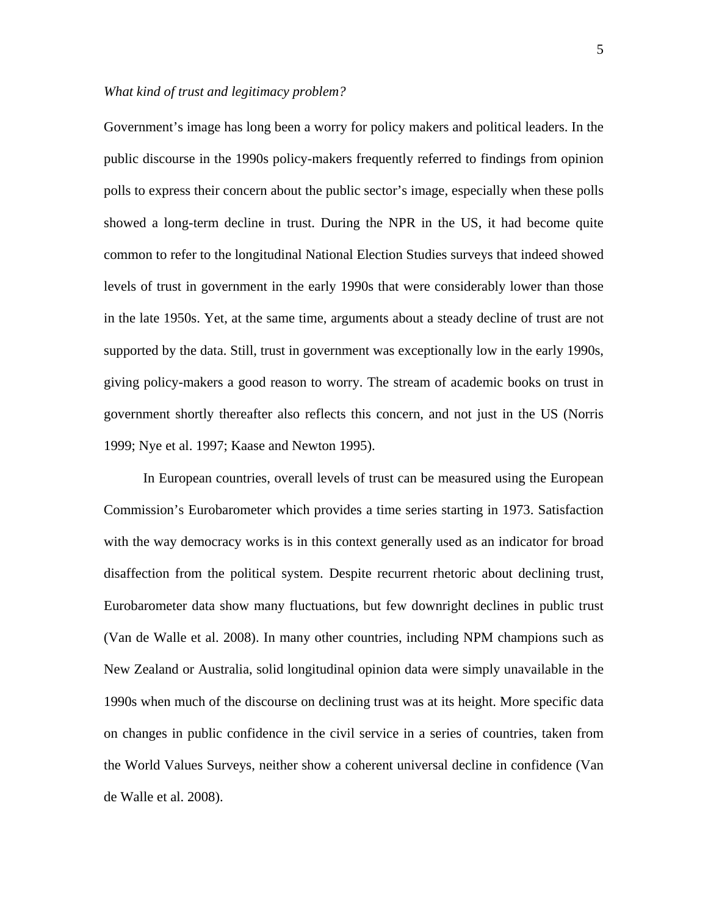*What kind of trust and legitimacy problem?*

Government's image has long been a worry for policy makers and political leaders. In the public discourse in the 1990s policy-makers frequently referred to findings from opinion polls to express their concern about the public sector's image, especially when these polls showed a long-term decline in trust. During the NPR in the US, it had become quite common to refer to the longitudinal National Election Studies surveys that indeed showed levels of trust in government in the early 1990s that were considerably lower than those in the late 1950s. Yet, at the same time, arguments about a steady decline of trust are not supported by the data. Still, trust in government was exceptionally low in the early 1990s, giving policy-makers a good reason to worry. The stream of academic books on trust in government shortly thereafter also reflects this concern, and not just in the US (Norris 1999; Nye et al. 1997; Kaase and Newton 1995).

In European countries, overall levels of trust can be measured using the European Commission's Eurobarometer which provides a time series starting in 1973. Satisfaction with the way democracy works is in this context generally used as an indicator for broad disaffection from the political system. Despite recurrent rhetoric about declining trust, Eurobarometer data show many fluctuations, but few downright declines in public trust (Van de Walle et al. 2008). In many other countries, including NPM champions such as New Zealand or Australia, solid longitudinal opinion data were simply unavailable in the 1990s when much of the discourse on declining trust was at its height. More specific data on changes in public confidence in the civil service in a series of countries, taken from the World Values Surveys, neither show a coherent universal decline in confidence (Van de Walle et al. 2008).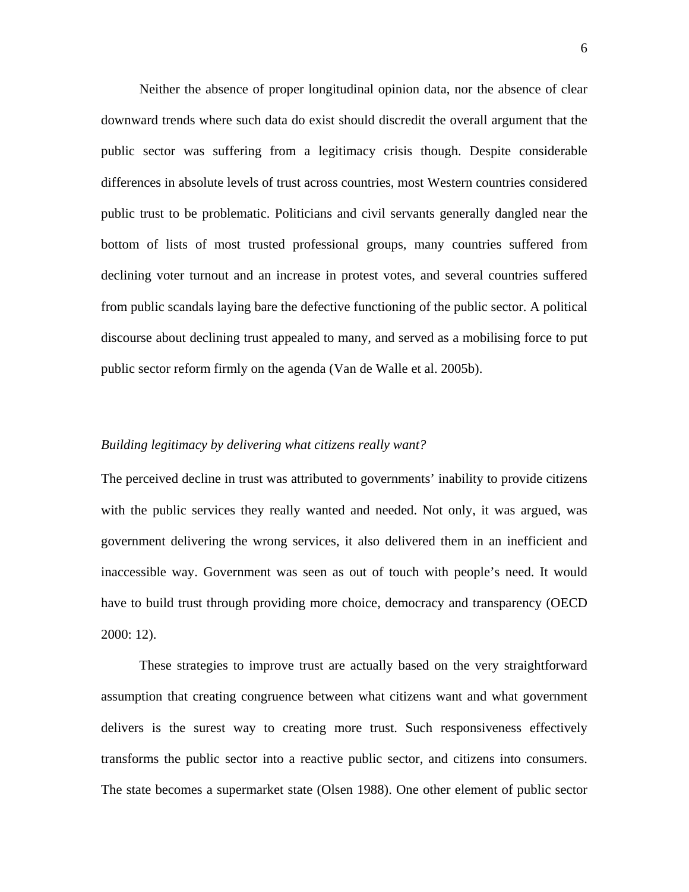Neither the absence of proper longitudinal opinion data, nor the absence of clear downward trends where such data do exist should discredit the overall argument that the public sector was suffering from a legitimacy crisis though. Despite considerable differences in absolute levels of trust across countries, most Western countries considered public trust to be problematic. Politicians and civil servants generally dangled near the bottom of lists of most trusted professional groups, many countries suffered from declining voter turnout and an increase in protest votes, and several countries suffered from public scandals laying bare the defective functioning of the public sector. A political discourse about declining trust appealed to many, and served as a mobilising force to put public sector reform firmly on the agenda (Van de Walle et al. 2005b).

*Building legitimacy by delivering what citizens really want?*

The perceived decline in trust was attributed to governments' inability to provide citizens with the public services they really wanted and needed. Not only, it was argued, was government delivering the wrong services, it also delivered them in an inefficient and inaccessible way. Government was seen as out of touch with people's need. It would have to build trust through providing more choice, democracy and transparency (OECD 2000: 12).

These strategies to improve trust are actually based on the very straightforward assumption that creating congruence between what citizens want and what government delivers is the surest way to creating more trust. Such responsiveness effectively transforms the public sector into a reactive public sector, and citizens into consumers. The state becomes a supermarket state (Olsen 1988). One other element of public sector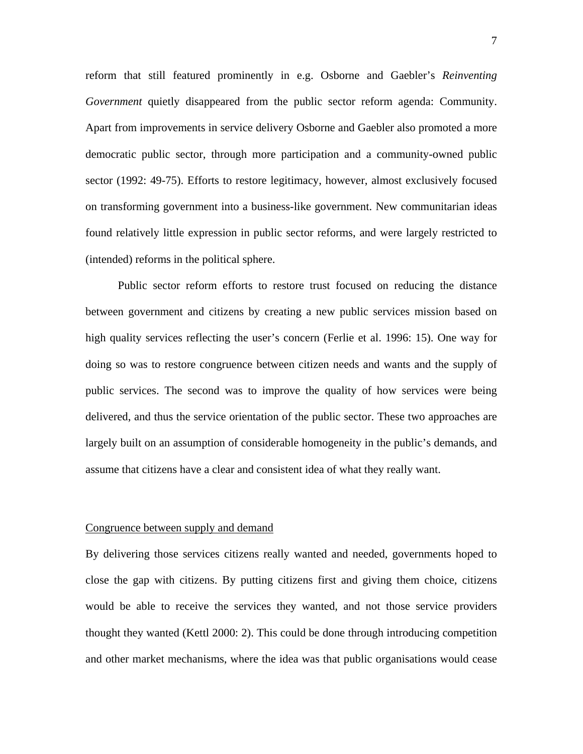reform that still featured prominently in e.g. Osborne and Gaebler's *Reinventing Government* quietly disappeared from the public sector reform agenda: Community. Apart from improvements in service delivery Osborne and Gaebler also promoted a more democratic public sector, through more participation and a community-owned public sector (1992: 49-75). Efforts to restore legitimacy, however, almost exclusively focused on transforming government into a business-like government. New communitarian ideas found relatively little expression in public sector reforms, and were largely restricted to (intended) reforms in the political sphere.

Public sector reform efforts to restore trust focused on reducing the distance between government and citizens by creating a new public services mission based on high quality services reflecting the user's concern (Ferlie et al. 1996: 15). One way for doing so was to restore congruence between citizen needs and wants and the supply of public services. The second was to improve the quality of how services were being delivered, and thus the service orientation of the public sector. These two approaches are largely built on an assumption of considerable homogeneity in the public's demands, and assume that citizens have a clear and consistent idea of what they really want.

## Congruence between supply and demand

By delivering those services citizens really wanted and needed, governments hoped to close the gap with citizens. By putting citizens first and giving them choice, citizens would be able to receive the services they wanted, and not those service providers thought they wanted (Kettl 2000: 2). This could be done through introducing competition and other market mechanisms, where the idea was that public organisations would cease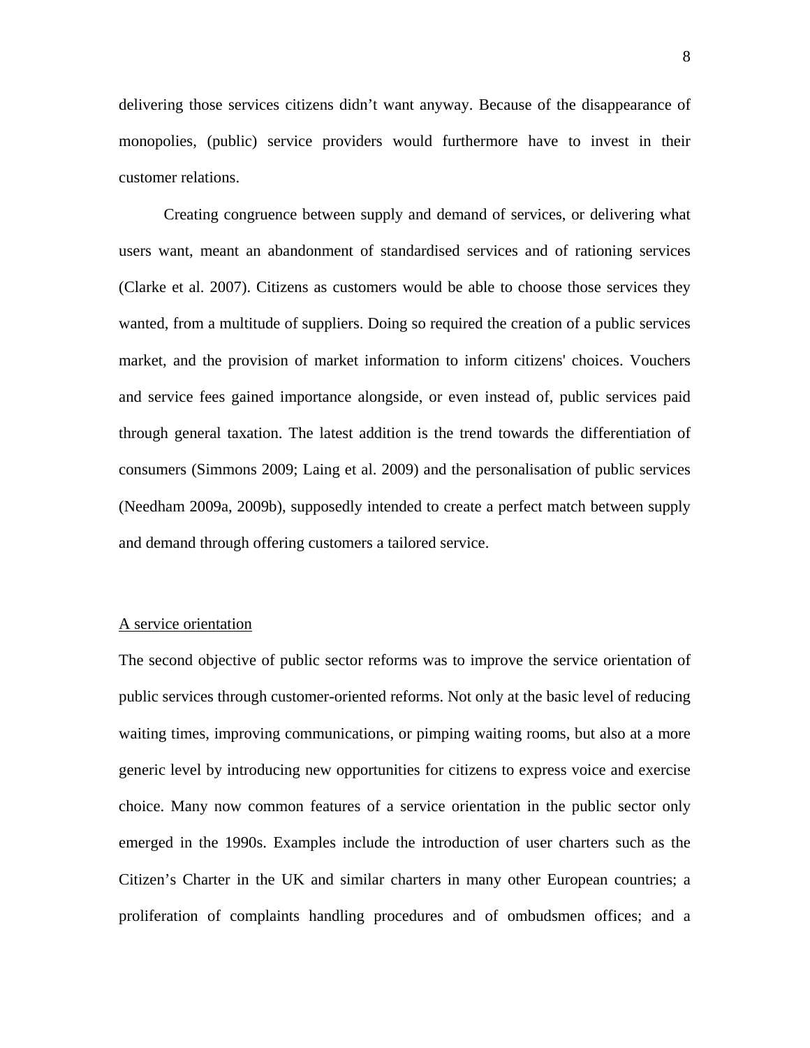delivering those services citizens didn't want anyway. Because of the disappearance of monopolies, (public) service providers would furthermore have to invest in their customer relations.

Creating congruence between supply and demand of services, or delivering what users want, meant an abandonment of standardised services and of rationing services (Clarke et al. 2007). Citizens as customers would be able to choose those services they wanted, from a multitude of suppliers. Doing so required the creation of a public services market, and the provision of market information to inform citizens' choices. Vouchers and service fees gained importance alongside, or even instead of, public services paid through general taxation. The latest addition is the trend towards the differentiation of consumers (Simmons 2009; Laing et al. 2009) and the personalisation of public services (Needham 2009a, 2009b), supposedly intended to create a perfect match between supply and demand through offering customers a tailored service.

### A service orientation

The second objective of public sector reforms was to improve the service orientation of public services through customer-oriented reforms. Not only at the basic level of reducing waiting times, improving communications, or pimping waiting rooms, but also at a more generic level by introducing new opportunities for citizens to express voice and exercise choice. Many now common features of a service orientation in the public sector only emerged in the 1990s. Examples include the introduction of user charters such as the Citizen's Charter in the UK and similar charters in many other European countries; a proliferation of complaints handling procedures and of ombudsmen offices; and a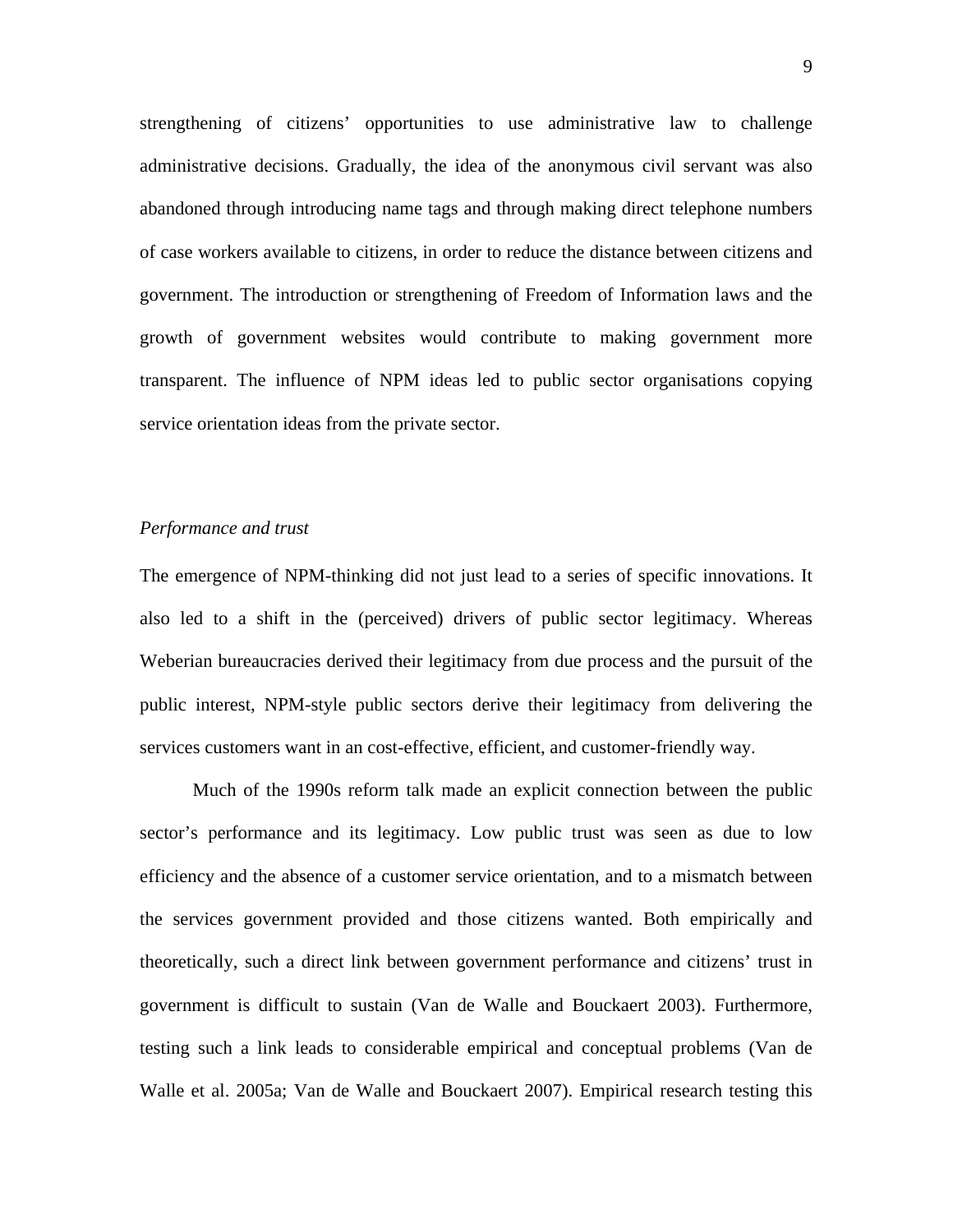strengthening of citizens' opportunities to use administrative law to challenge administrative decisions. Gradually, the idea of the anonymous civil servant was also abandoned through introducing name tags and through making direct telephone numbers of case workers available to citizens, in order to reduce the distance between citizens and government. The introduction or strengthening of Freedom of Information laws and the growth of government websites would contribute to making government more transparent. The influence of NPM ideas led to public sector organisations copying service orientation ideas from the private sector.

*Performance and trust*

The emergence of NPM-thinking did not just lead to a series of specific innovations. It also led to a shift in the (perceived) drivers of public sector legitimacy. Whereas Weberian bureaucracies derived their legitimacy from due process and the pursuit of the public interest, NPM-style public sectors derive their legitimacy from delivering the services customers want in an cost-effective, efficient, and customer-friendly way.

Much of the 1990s reform talk made an explicit connection between the public sector's performance and its legitimacy. Low public trust was seen as due to low efficiency and the absence of a customer service orientation, and to a mismatch between the services government provided and those citizens wanted. Both empirically and theoretically, such a direct link between government performance and citizens' trust in government is difficult to sustain (Van de Walle and Bouckaert 2003). Furthermore, testing such a link leads to considerable empirical and conceptual problems (Van de Walle et al. 2005a; Van de Walle and Bouckaert 2007). Empirical research testing this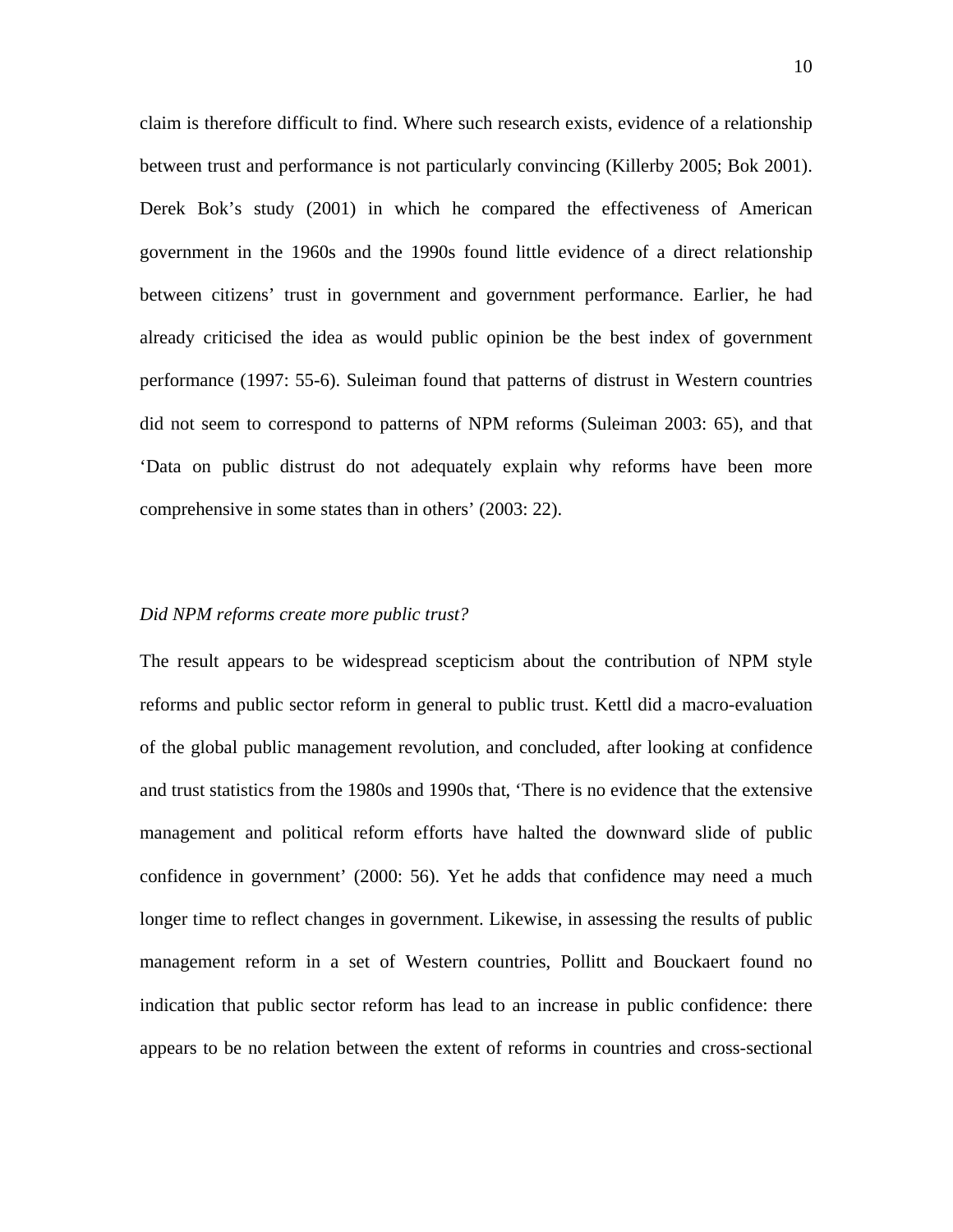claim is therefore difficult to find. Where such research exists, evidence of a relationship between trust and performance is not particularly convincing (Killerby 2005; Bok 2001). Derek Bok's study (2001) in which he compared the effectiveness of American government in the 1960s and the 1990s found little evidence of a direct relationship between citizens' trust in government and government performance. Earlier, he had already criticised the idea as would public opinion be the best index of government performance (1997: 55-6). Suleiman found that patterns of distrust in Western countries did not seem to correspond to patterns of NPM reforms (Suleiman 2003: 65), and that 'Data on public distrust do not adequately explain why reforms have been more comprehensive in some states than in others' (2003: 22).

*Did NPM reforms create more public trust?*

The result appears to be widespread scepticism about the contribution of NPM style reforms and public sector reform in general to public trust. Kettl did a macro-evaluation of the global public management revolution, and concluded, after looking at confidence and trust statistics from the 1980s and 1990s that, 'There is no evidence that the extensive management and political reform efforts have halted the downward slide of public confidence in government' (2000: 56). Yet he adds that confidence may need a much longer time to reflect changes in government. Likewise, in assessing the results of public management reform in a set of Western countries, Pollitt and Bouckaert found no indication that public sector reform has lead to an increase in public confidence: there appears to be no relation between the extent of reforms in countries and cross-sectional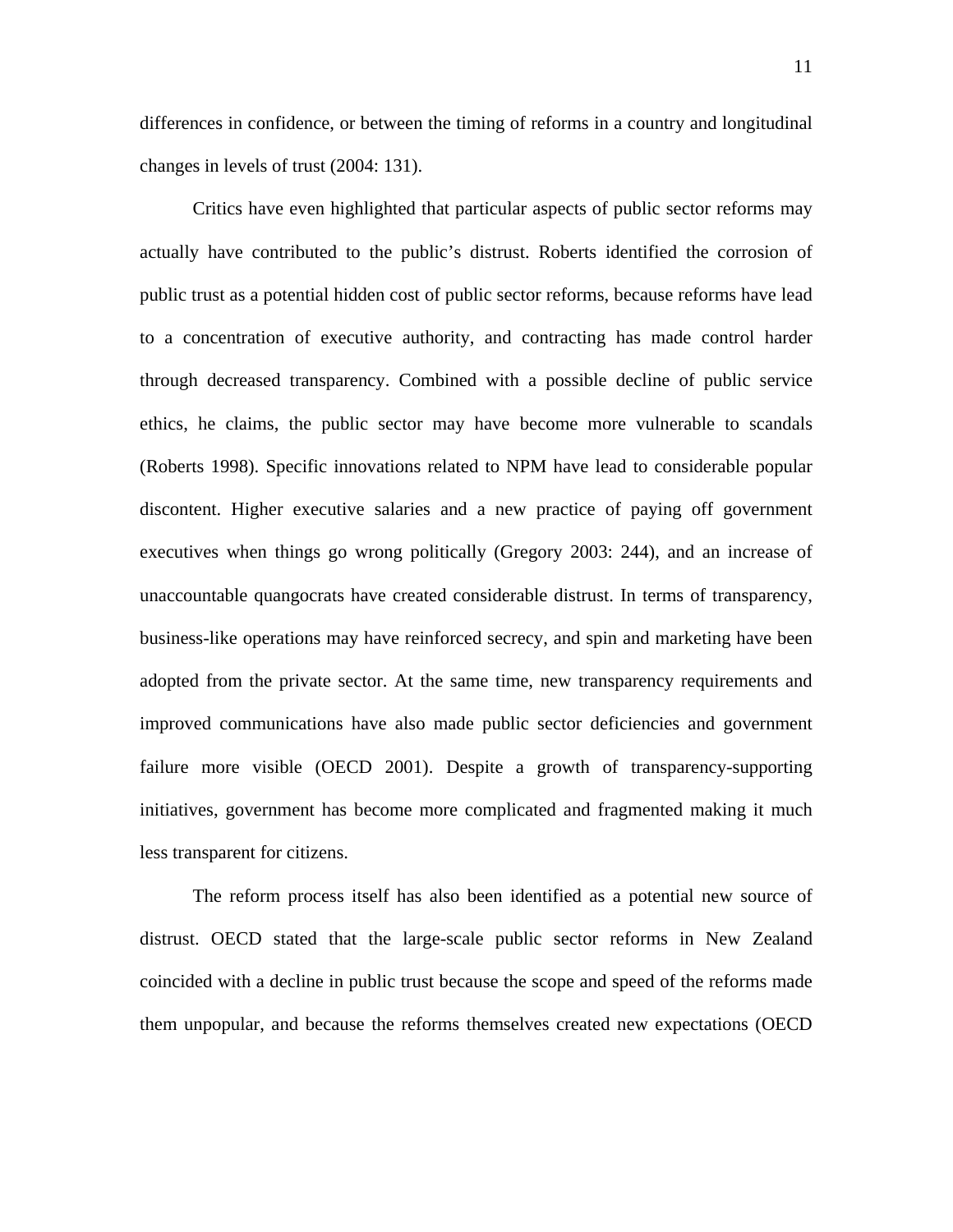differences in confidence, or between the timing of reforms in a country and longitudinal changes in levels of trust (2004: 131).

Critics have even highlighted that particular aspects of public sector reforms may actually have contributed to the public's distrust. Roberts identified the corrosion of public trust as a potential hidden cost of public sector reforms, because reforms have lead to a concentration of executive authority, and contracting has made control harder through decreased transparency. Combined with a possible decline of public service ethics, he claims, the public sector may have become more vulnerable to scandals (Roberts 1998). Specific innovations related to NPM have lead to considerable popular discontent. Higher executive salaries and a new practice of paying off government executives when things go wrong politically (Gregory 2003: 244), and an increase of unaccountable quangocrats have created considerable distrust. In terms of transparency, business-like operations may have reinforced secrecy, and spin and marketing have been adopted from the private sector. At the same time, new transparency requirements and improved communications have also made public sector deficiencies and government failure more visible (OECD 2001). Despite a growth of transparency-supporting initiatives, government has become more complicated and fragmented making it much less transparent for citizens.

The reform process itself has also been identified as a potential new source of distrust. OECD stated that the large-scale public sector reforms in New Zealand coincided with a decline in public trust because the scope and speed of the reforms made them unpopular, and because the reforms themselves created new expectations (OECD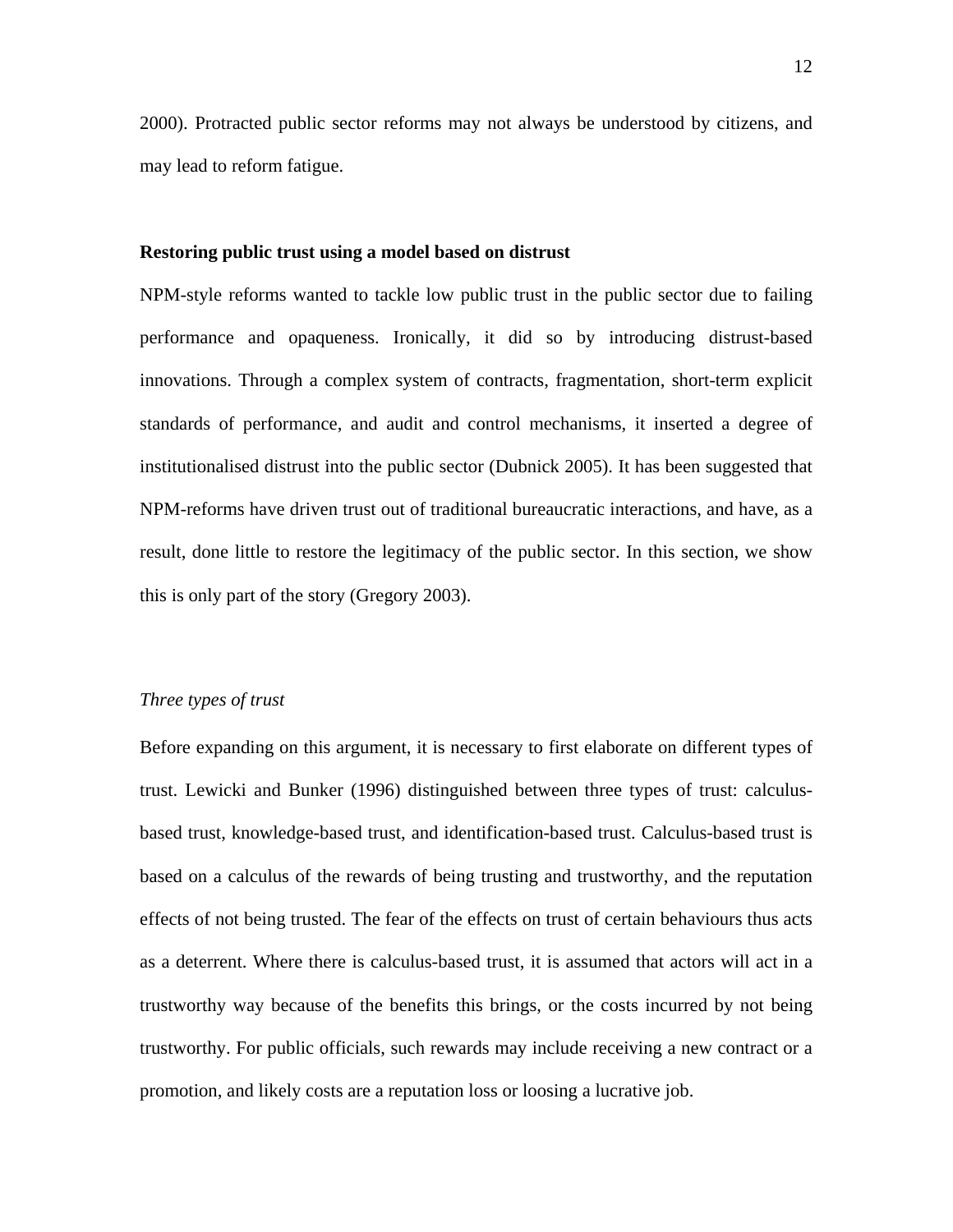2000). Protracted public sector reforms may not always be understood by citizens, and may lead to reform fatigue.

## Restoring public trust using a model based on distrust

NPM-style reforms wanted to tackle low public trust in the public sector due to failing performance and opaqueness. Ironically, it did so by introducing distrust-based innovations. Through a complex system of contracts, fragmentation, short-term explicit standards of performance, and audit and control mechanisms, it inserted a degree of institutionalised distrust into the public sector (Dubnick 2005). It has been suggested that NPM-reforms have driven trust out of traditional bureaucratic interactions, and have, as a result, done little to restore the legitimacy of the public sector. In this section, we show this is only part of the story (Gregory 2003).

### *Three types of trust*

Before expanding on this argument, it is necessary to first elaborate on different types of trust. Lewicki and Bunker (1996) distinguished between three types of trust: calculus-based trust, knowledge-based trust, and identification-based trust. Calculus-based trust is based on a calculus of the rewards of being trusting and trustworthy, and the reputation effects of not being trusted. The fear of the effects on trust of certain behaviours thus acts as a deterrent. Where there is calculus-based trust, it is assumed that actors will act in a trustworthy way because of the benefits this brings, or the costs incurred by not being trustworthy. For public officials, such rewards may include receiving a new contract or a promotion, and likely costs are a reputation loss or loosing a lucrative job.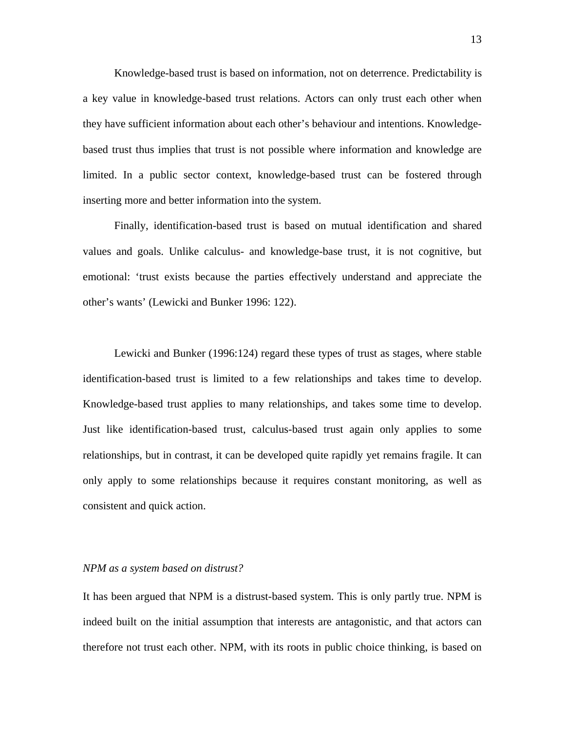Knowledge-based trust is based on information, not on deterrence. Predictability is a key value in knowledge-based trust relations. Actors can only trust each other when they have sufficient information about each other's behaviour and intentions. Knowledge-based trust thus implies that trust is not possible where information and knowledge are limited. In a public sector context, knowledge-based trust can be fostered through inserting more and better information into the system.

Finally, identification-based trust is based on mutual identification and shared values and goals. Unlike calculus- and knowledge-base trust, it is not cognitive, but emotional: 'trust exists because the parties effectively understand and appreciate the other's wants' (Lewicki and Bunker 1996: 122).

Lewicki and Bunker (1996:124) regard these types of trust as stages, where stable identification-based trust is limited to a few relationships and takes time to develop. Knowledge-based trust applies to many relationships, and takes some time to develop. Just like identification-based trust, calculus-based trust again only applies to some relationships, but in contrast, it can be developed quite rapidly yet remains fragile. It can only apply to some relationships because it requires constant monitoring, as well as consistent and quick action.

*NPM as a system based on distrust?*

It has been argued that NPM is a distrust-based system. This is only partly true. NPM is indeed built on the initial assumption that interests are antagonistic, and that actors can therefore not trust each other. NPM, with its roots in public choice thinking, is based on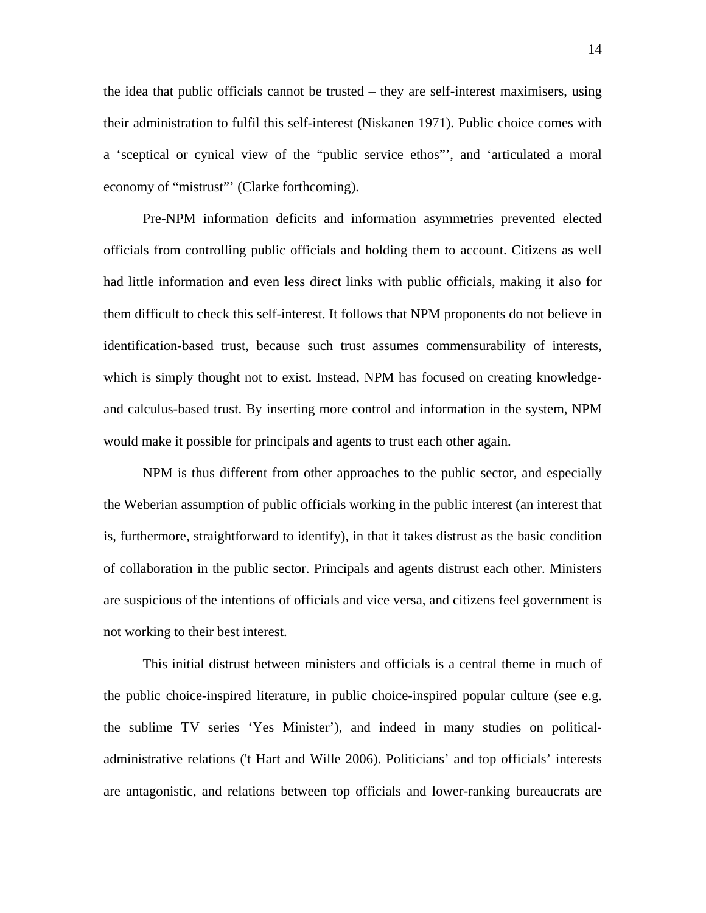the idea that public officials cannot be trusted – they are self-interest maximisers, using their administration to fulfil this self-interest (Niskanen 1971). Public choice comes with a ‘sceptical or cynical view of the “public service ethos”’, and ‘articulated a moral economy of “mistrust”’ (Clarke forthcoming).

Pre-NPM information deficits and information asymmetries prevented elected officials from controlling public officials and holding them to account. Citizens as well had little information and even less direct links with public officials, making it also for them difficult to check this self-interest. It follows that NPM proponents do not believe in identification-based trust, because such trust assumes commensurability of interests, which is simply thought not to exist. Instead, NPM has focused on creating knowledge- and calculus-based trust. By inserting more control and information in the system, NPM would make it possible for principals and agents to trust each other again.

NPM is thus different from other approaches to the public sector, and especially the Weberian assumption of public officials working in the public interest (an interest that is, furthermore, straightforward to identify), in that it takes distrust as the basic condition of collaboration in the public sector. Principals and agents distrust each other. Ministers are suspicious of the intentions of officials and vice versa, and citizens feel government is not working to their best interest.

This initial distrust between ministers and officials is a central theme in much of the public choice-inspired literature, in public choice-inspired popular culture (see e.g. the sublime TV series ‘Yes Minister’), and indeed in many studies on political-administrative relations ('t Hart and Wille 2006). Politicians’ and top officials’ interests are antagonistic, and relations between top officials and lower-ranking bureaucrats are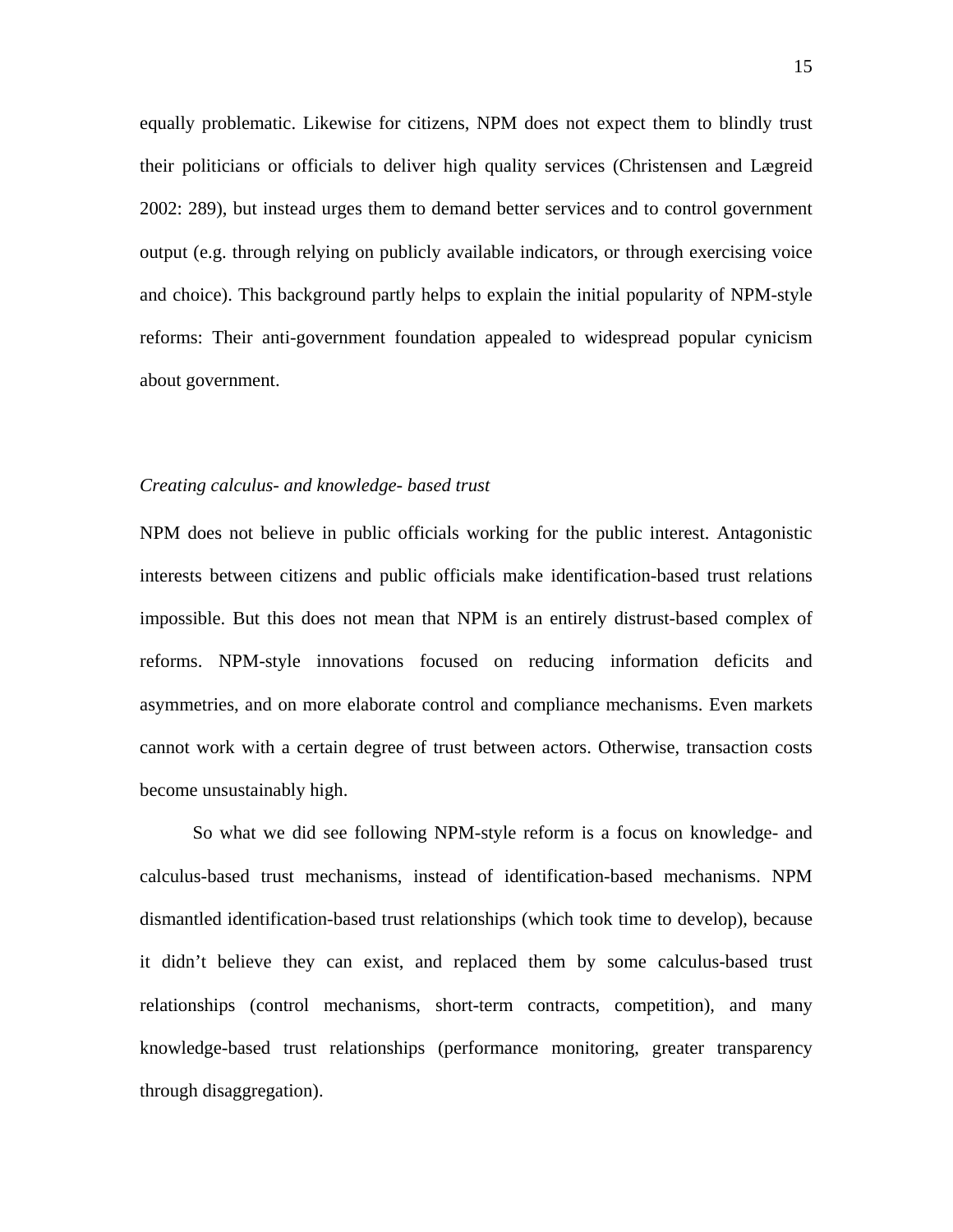equally problematic. Likewise for citizens, NPM does not expect them to blindly trust their politicians or officials to deliver high quality services (Christensen and Lægreid 2002: 289), but instead urges them to demand better services and to control government output (e.g. through relying on publicly available indicators, or through exercising voice and choice). This background partly helps to explain the initial popularity of NPM-style reforms: Their anti-government foundation appealed to widespread popular cynicism about government.

### *Creating calculus- and knowledge- based trust*

NPM does not believe in public officials working for the public interest. Antagonistic interests between citizens and public officials make identification-based trust relations impossible. But this does not mean that NPM is an entirely distrust-based complex of reforms. NPM-style innovations focused on reducing information deficits and asymmetries, and on more elaborate control and compliance mechanisms. Even markets cannot work with a certain degree of trust between actors. Otherwise, transaction costs become unsustainably high.

So what we did see following NPM-style reform is a focus on knowledge- and calculus-based trust mechanisms, instead of identification-based mechanisms. NPM dismantled identification-based trust relationships (which took time to develop), because it didn't believe they can exist, and replaced them by some calculus-based trust relationships (control mechanisms, short-term contracts, competition), and many knowledge-based trust relationships (performance monitoring, greater transparency through disaggregation).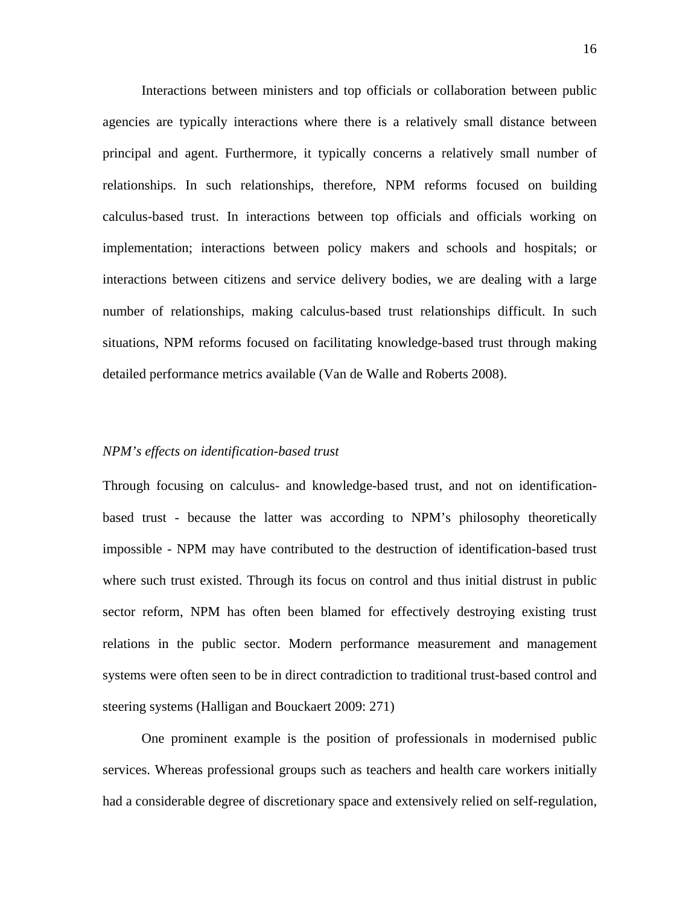Interactions between ministers and top officials or collaboration between public agencies are typically interactions where there is a relatively small distance between principal and agent. Furthermore, it typically concerns a relatively small number of relationships. In such relationships, therefore, NPM reforms focused on building calculus-based trust. In interactions between top officials and officials working on implementation; interactions between policy makers and schools and hospitals; or interactions between citizens and service delivery bodies, we are dealing with a large number of relationships, making calculus-based trust relationships difficult. In such situations, NPM reforms focused on facilitating knowledge-based trust through making detailed performance metrics available (Van de Walle and Roberts 2008).

*NPM's effects on identification-based trust*

Through focusing on calculus- and knowledge-based trust, and not on identification-based trust - because the latter was according to NPM's philosophy theoretically impossible - NPM may have contributed to the destruction of identification-based trust where such trust existed. Through its focus on control and thus initial distrust in public sector reform, NPM has often been blamed for effectively destroying existing trust relations in the public sector. Modern performance measurement and management systems were often seen to be in direct contradiction to traditional trust-based control and steering systems (Halligan and Bouckaert 2009: 271)

One prominent example is the position of professionals in modernised public services. Whereas professional groups such as teachers and health care workers initially had a considerable degree of discretionary space and extensively relied on self-regulation,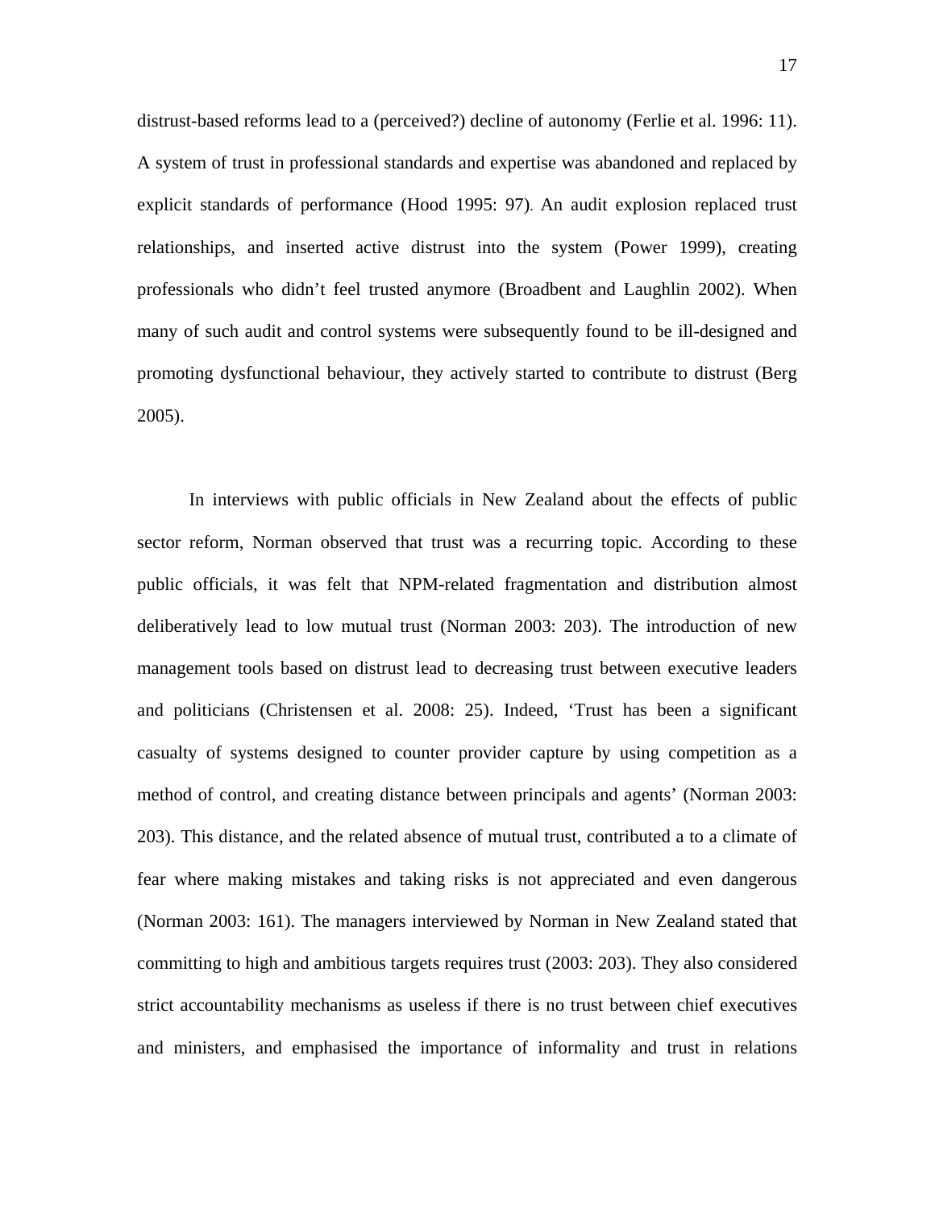distrust-based reforms lead to a (perceived?) decline of autonomy (Ferlie et al. 1996: 11). A system of trust in professional standards and expertise was abandoned and replaced by explicit standards of performance (Hood 1995: 97). An audit explosion replaced trust relationships, and inserted active distrust into the system (Power 1999), creating professionals who didn't feel trusted anymore (Broadbent and Laughlin 2002). When many of such audit and control systems were subsequently found to be ill-designed and promoting dysfunctional behaviour, they actively started to contribute to distrust (Berg 2005).

In interviews with public officials in New Zealand about the effects of public sector reform, Norman observed that trust was a recurring topic. According to these public officials, it was felt that NPM-related fragmentation and distribution almost deliberatively lead to low mutual trust (Norman 2003: 203). The introduction of new management tools based on distrust lead to decreasing trust between executive leaders and politicians (Christensen et al. 2008: 25). Indeed, 'Trust has been a significant casualty of systems designed to counter provider capture by using competition as a method of control, and creating distance between principals and agents' (Norman 2003: 203). This distance, and the related absence of mutual trust, contributed a to a climate of fear where making mistakes and taking risks is not appreciated and even dangerous (Norman 2003: 161). The managers interviewed by Norman in New Zealand stated that committing to high and ambitious targets requires trust (2003: 203). They also considered strict accountability mechanisms as useless if there is no trust between chief executives and ministers, and emphasised the importance of informality and trust in relations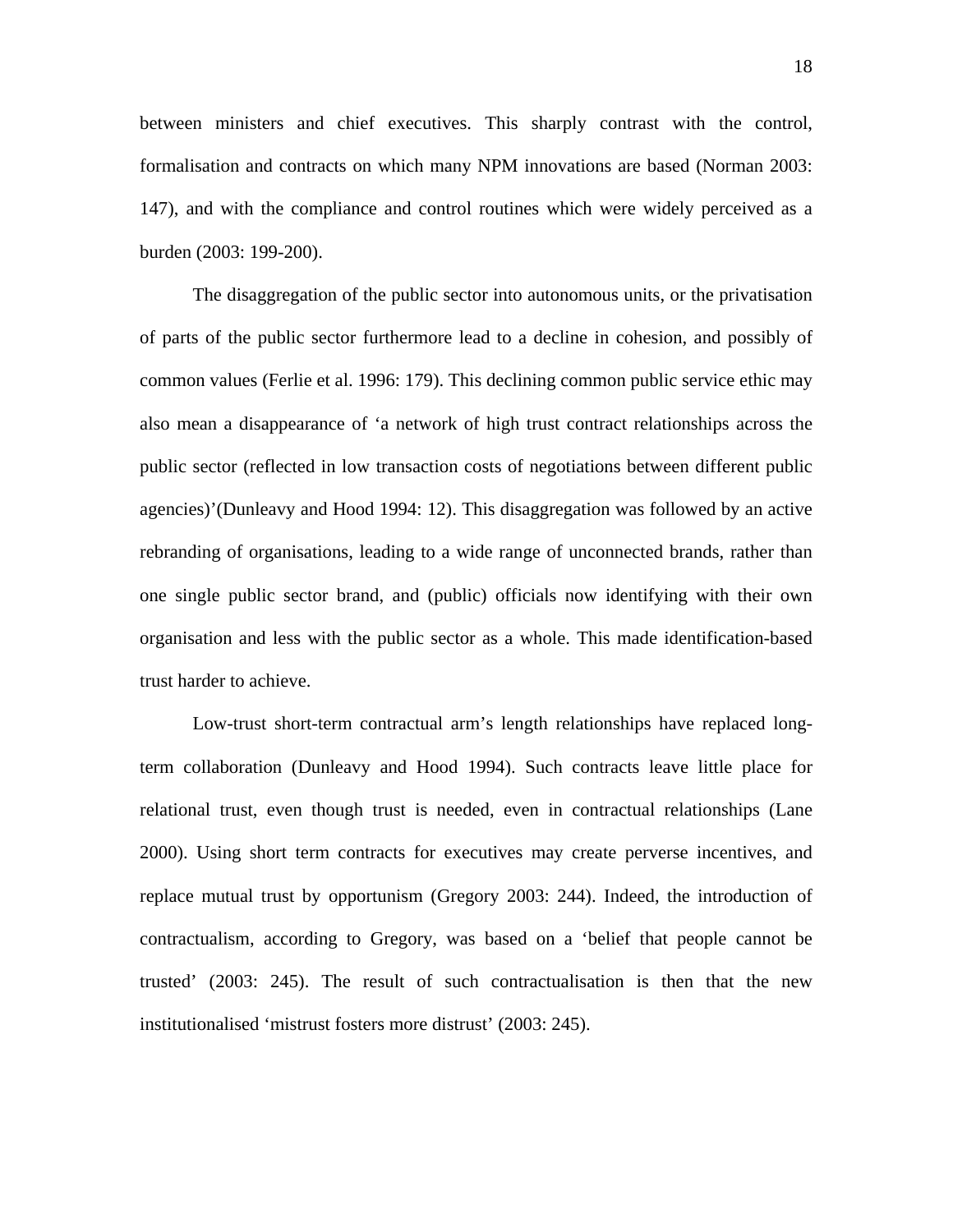between ministers and chief executives. This sharply contrast with the control, formalisation and contracts on which many NPM innovations are based (Norman 2003: 147), and with the compliance and control routines which were widely perceived as a burden (2003: 199-200).

The disaggregation of the public sector into autonomous units, or the privatisation of parts of the public sector furthermore lead to a decline in cohesion, and possibly of common values (Ferlie et al. 1996: 179). This declining common public service ethic may also mean a disappearance of ‘a network of high trust contract relationships across the public sector (reflected in low transaction costs of negotiations between different public agencies)’(Dunleavy and Hood 1994: 12). This disaggregation was followed by an active rebranding of organisations, leading to a wide range of unconnected brands, rather than one single public sector brand, and (public) officials now identifying with their own organisation and less with the public sector as a whole. This made identification-based trust harder to achieve.

Low-trust short-term contractual arm’s length relationships have replaced long-term collaboration (Dunleavy and Hood 1994). Such contracts leave little place for relational trust, even though trust is needed, even in contractual relationships (Lane 2000). Using short term contracts for executives may create perverse incentives, and replace mutual trust by opportunism (Gregory 2003: 244). Indeed, the introduction of contractualism, according to Gregory, was based on a ‘belief that people cannot be trusted’ (2003: 245). The result of such contractualisation is then that the new institutionalised ‘mistrust fosters more distrust’ (2003: 245).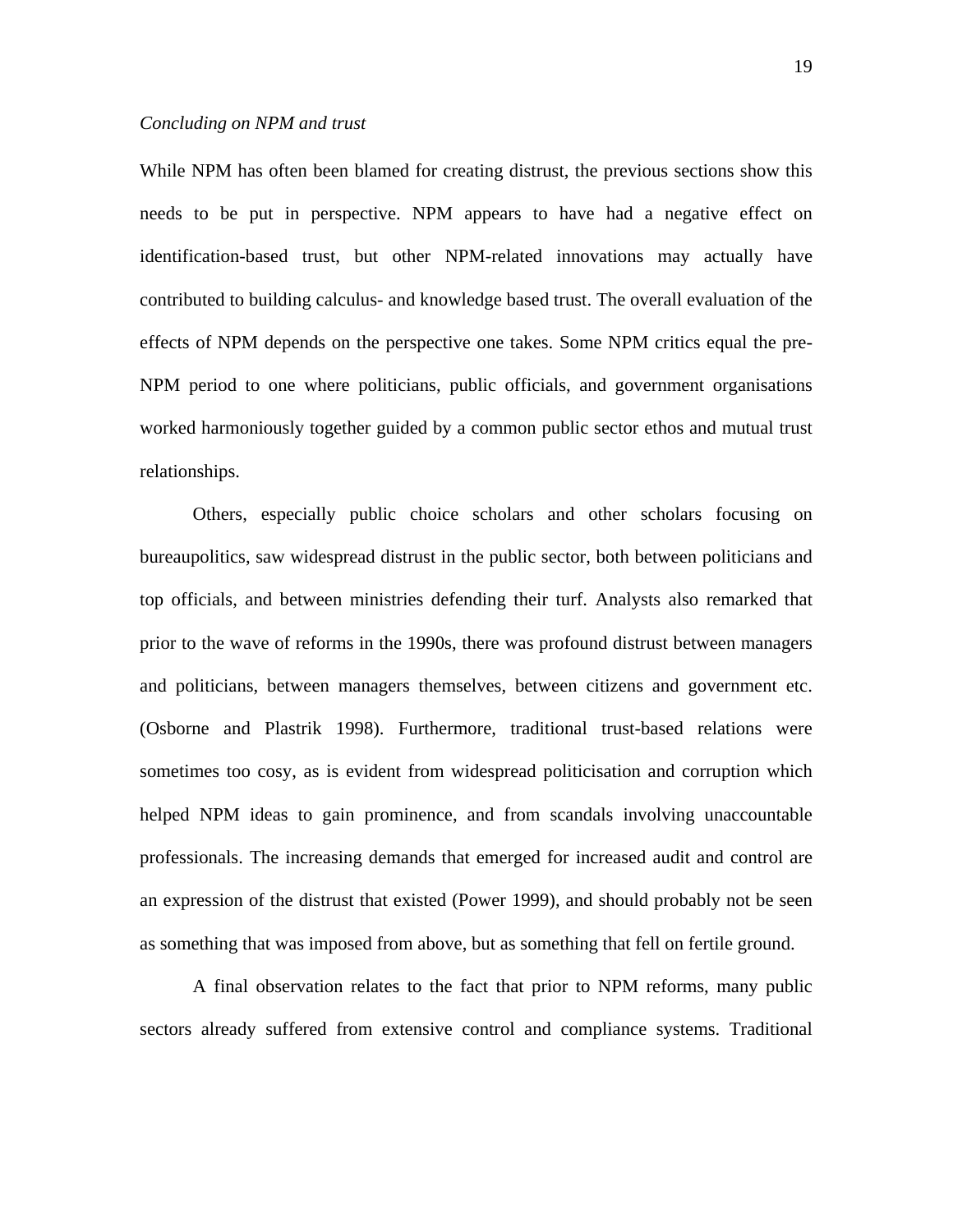*Concluding on NPM and trust*

While NPM has often been blamed for creating distrust, the previous sections show this needs to be put in perspective. NPM appears to have had a negative effect on identification-based trust, but other NPM-related innovations may actually have contributed to building calculus- and knowledge based trust. The overall evaluation of the effects of NPM depends on the perspective one takes. Some NPM critics equal the pre-NPM period to one where politicians, public officials, and government organisations worked harmoniously together guided by a common public sector ethos and mutual trust relationships.

Others, especially public choice scholars and other scholars focusing on bureaupolitics, saw widespread distrust in the public sector, both between politicians and top officials, and between ministries defending their turf. Analysts also remarked that prior to the wave of reforms in the 1990s, there was profound distrust between managers and politicians, between managers themselves, between citizens and government etc. (Osborne and Plastrik 1998). Furthermore, traditional trust-based relations were sometimes too cosy, as is evident from widespread politicisation and corruption which helped NPM ideas to gain prominence, and from scandals involving unaccountable professionals. The increasing demands that emerged for increased audit and control are an expression of the distrust that existed (Power 1999), and should probably not be seen as something that was imposed from above, but as something that fell on fertile ground.

A final observation relates to the fact that prior to NPM reforms, many public sectors already suffered from extensive control and compliance systems. Traditional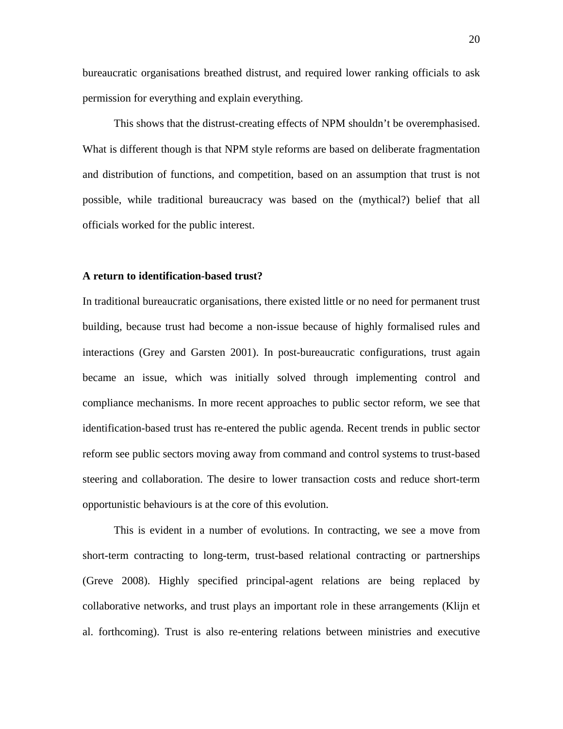bureaucratic organisations breathed distrust, and required lower ranking officials to ask permission for everything and explain everything.

This shows that the distrust-creating effects of NPM shouldn't be overemphasised. What is different though is that NPM style reforms are based on deliberate fragmentation and distribution of functions, and competition, based on an assumption that trust is not possible, while traditional bureaucracy was based on the (mythical?) belief that all officials worked for the public interest.

**A return to identification-based trust?**

In traditional bureaucratic organisations, there existed little or no need for permanent trust building, because trust had become a non-issue because of highly formalised rules and interactions (Grey and Garsten 2001). In post-bureaucratic configurations, trust again became an issue, which was initially solved through implementing control and compliance mechanisms. In more recent approaches to public sector reform, we see that identification-based trust has re-entered the public agenda. Recent trends in public sector reform see public sectors moving away from command and control systems to trust-based steering and collaboration. The desire to lower transaction costs and reduce short-term opportunistic behaviours is at the core of this evolution.

This is evident in a number of evolutions. In contracting, we see a move from short-term contracting to long-term, trust-based relational contracting or partnerships (Greve 2008). Highly specified principal-agent relations are being replaced by collaborative networks, and trust plays an important role in these arrangements (Klijn et al. forthcoming). Trust is also re-entering relations between ministries and executive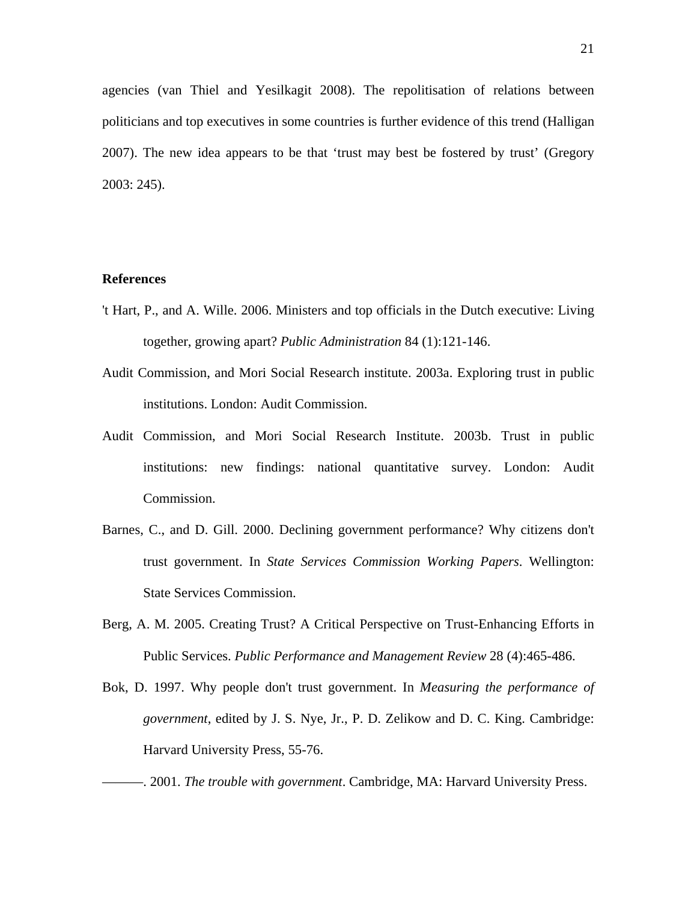agencies (van Thiel and Yesilkagit 2008). The repolitisation of relations between politicians and top executives in some countries is further evidence of this trend (Halligan 2007). The new idea appears to be that ‘trust may best be fostered by trust’ (Gregory 2003: 245).

**References**

't Hart, P., and A. Wille. 2006. Ministers and top officials in the Dutch executive: Living together, growing apart? *Public Administration* 84 (1):121-146.

Audit Commission, and Mori Social Research institute. 2003a. Exploring trust in public institutions. London: Audit Commission.

Audit Commission, and Mori Social Research Institute. 2003b. Trust in public institutions: new findings: national quantitative survey. London: Audit Commission.

Barnes, C., and D. Gill. 2000. Declining government performance? Why citizens don't trust government. In *State Services Commission Working Papers*. Wellington: State Services Commission.

Berg, A. M. 2005. Creating Trust? A Critical Perspective on Trust-Enhancing Efforts in Public Services. *Public Performance and Management Review* 28 (4):465-486.

Bok, D. 1997. Why people don't trust government. In *Measuring the performance of government*, edited by J. S. Nye, Jr., P. D. Zelikow and D. C. King. Cambridge: Harvard University Press, 55-76.

———. 2001. *The trouble with government*. Cambridge, MA: Harvard University Press.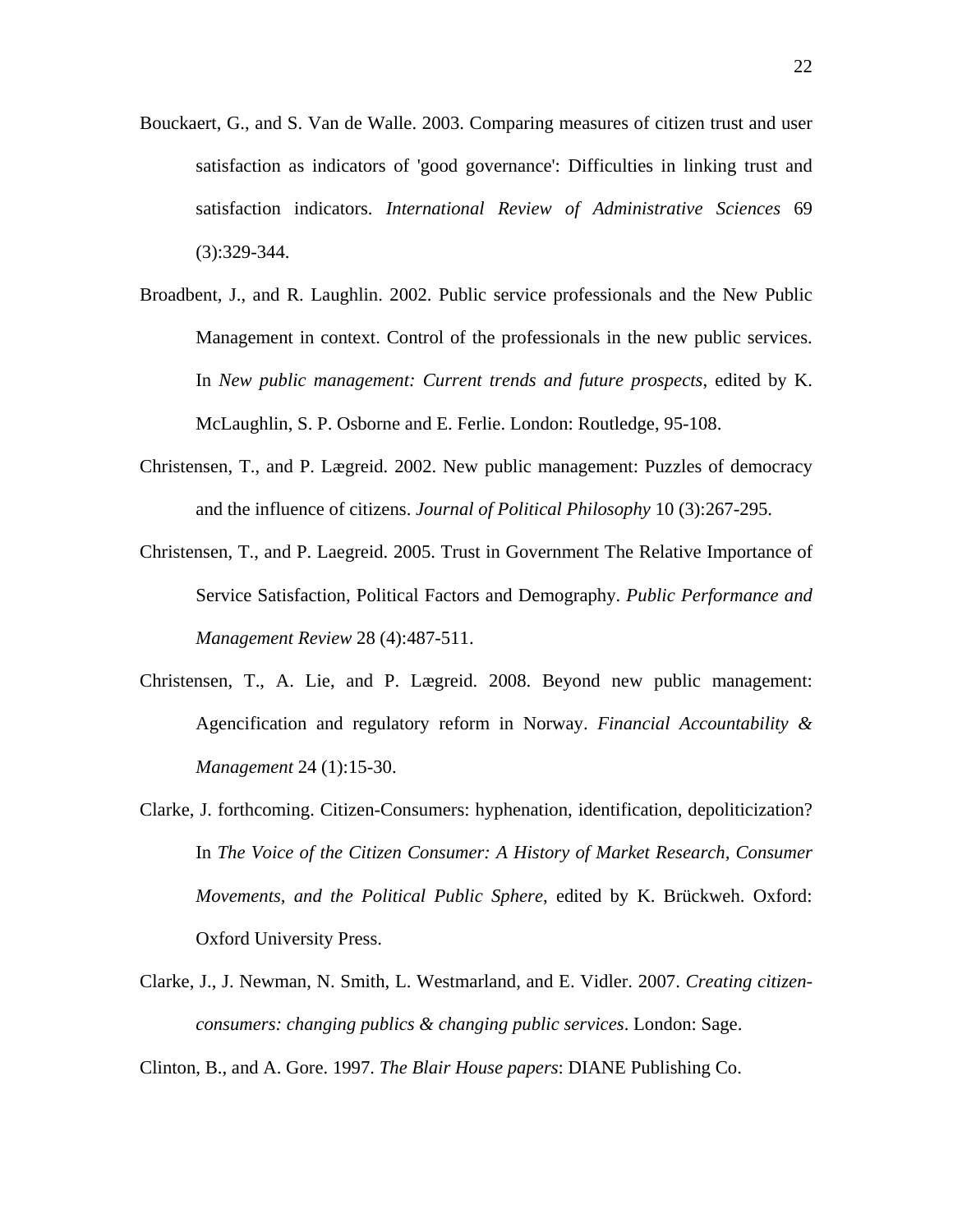Bouckaert, G., and S. Van de Walle. 2003. Comparing measures of citizen trust and user satisfaction as indicators of 'good governance': Difficulties in linking trust and satisfaction indicators. *International Review of Administrative Sciences* 69 (3):329-344.

Broadbent, J., and R. Laughlin. 2002. Public service professionals and the New Public Management in context. Control of the professionals in the new public services. In *New public management: Current trends and future prospects*, edited by K. McLaughlin, S. P. Osborne and E. Ferlie. London: Routledge, 95-108.

Christensen, T., and P. Lægreid. 2002. New public management: Puzzles of democracy and the influence of citizens. *Journal of Political Philosophy* 10 (3):267-295.

Christensen, T., and P. Laegreid. 2005. Trust in Government The Relative Importance of Service Satisfaction, Political Factors and Demography. *Public Performance and Management Review* 28 (4):487-511.

Christensen, T., A. Lie, and P. Lægreid. 2008. Beyond new public management: Agencification and regulatory reform in Norway. *Financial Accountability & Management* 24 (1):15-30.

Clarke, J. forthcoming. Citizen-Consumers: hyphenation, identification, depoliticization? In *The Voice of the Citizen Consumer: A History of Market Research, Consumer Movements, and the Political Public Sphere*, edited by K. Brückweh. Oxford: Oxford University Press.

Clarke, J., J. Newman, N. Smith, L. Westmarland, and E. Vidler. 2007. *Creating citizen-consumers: changing publics & changing public services*. London: Sage.

Clinton, B., and A. Gore. 1997. *The Blair House papers*: DIANE Publishing Co.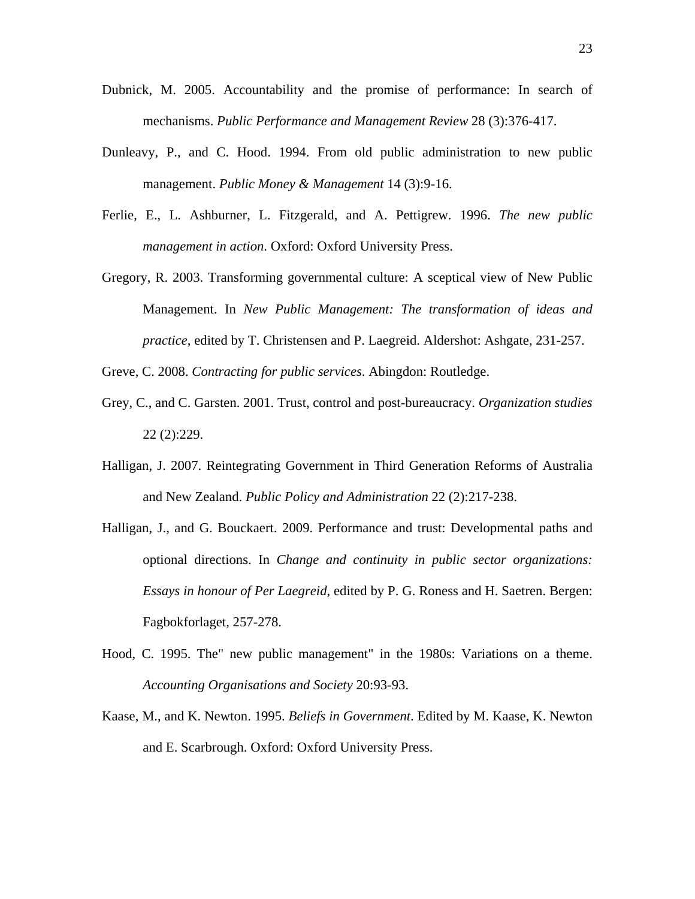Dubnick, M. 2005. Accountability and the promise of performance: In search of mechanisms. *Public Performance and Management Review* 28 (3):376-417.

Dunleavy, P., and C. Hood. 1994. From old public administration to new public management. *Public Money & Management* 14 (3):9-16.

Ferlie, E., L. Ashburner, L. Fitzgerald, and A. Pettigrew. 1996. *The new public management in action*. Oxford: Oxford University Press.

Gregory, R. 2003. Transforming governmental culture: A sceptical view of New Public Management. In *New Public Management: The transformation of ideas and practice*, edited by T. Christensen and P. Laegreid. Aldershot: Ashgate, 231-257.

Greve, C. 2008. *Contracting for public services*. Abingdon: Routledge.

Grey, C., and C. Garsten. 2001. Trust, control and post-bureaucracy. *Organization studies* 22 (2):229.

Halligan, J. 2007. Reintegrating Government in Third Generation Reforms of Australia and New Zealand. *Public Policy and Administration* 22 (2):217-238.

Halligan, J., and G. Bouckaert. 2009. Performance and trust: Developmental paths and optional directions. In *Change and continuity in public sector organizations: Essays in honour of Per Laegreid*, edited by P. G. Roness and H. Saetren. Bergen: Fagbokforlaget, 257-278.

Hood, C. 1995. The" new public management" in the 1980s: Variations on a theme. *Accounting Organisations and Society* 20:93-93.

Kaase, M., and K. Newton. 1995. *Beliefs in Government*. Edited by M. Kaase, K. Newton and E. Scarbrough. Oxford: Oxford University Press.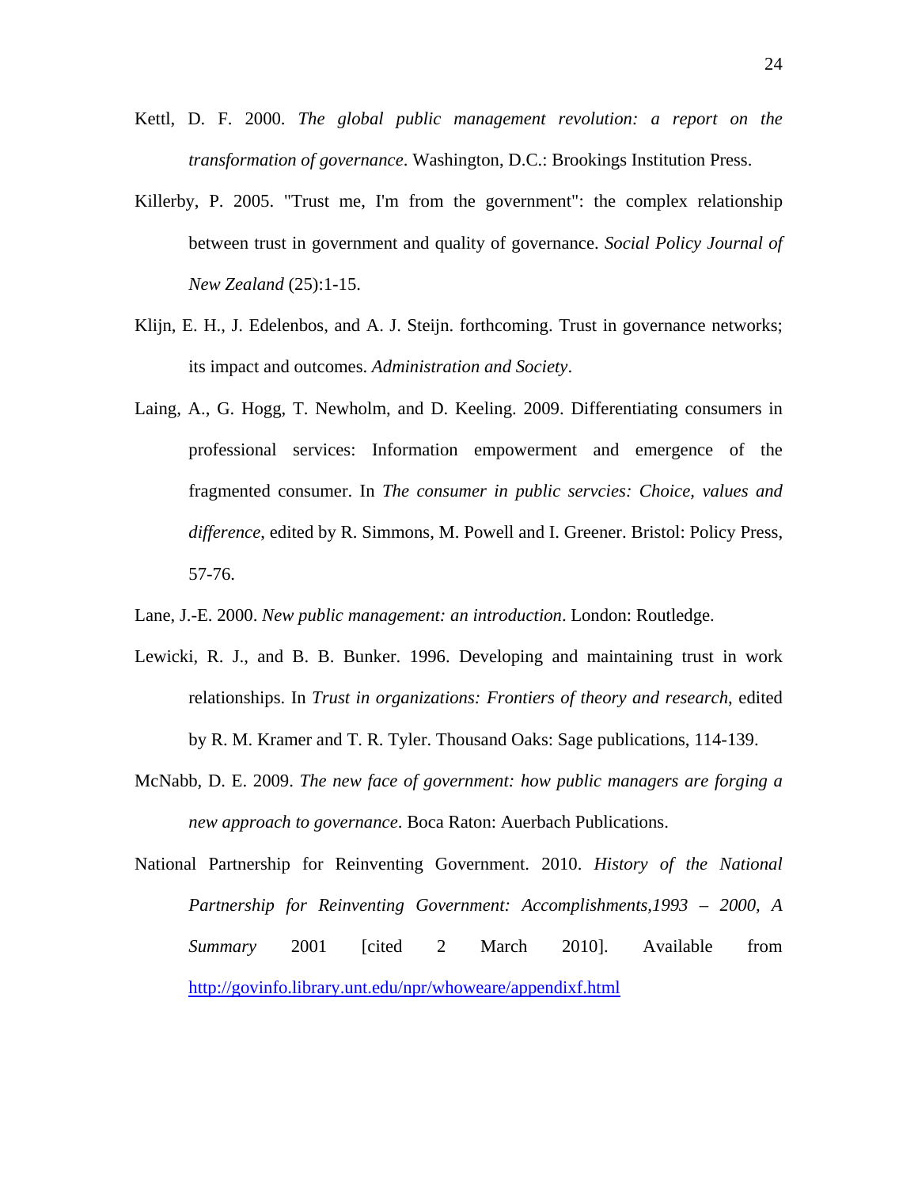Kettl, D. F. 2000. *The global public management revolution: a report on the transformation of governance*. Washington, D.C.: Brookings Institution Press.

Killerby, P. 2005. "Trust me, I'm from the government": the complex relationship between trust in government and quality of governance. *Social Policy Journal of New Zealand* (25):1-15.

Klijn, E. H., J. Edelenbos, and A. J. Steijn. forthcoming. Trust in governance networks; its impact and outcomes. *Administration and Society*.

Laing, A., G. Hogg, T. Newholm, and D. Keeling. 2009. Differentiating consumers in professional services: Information empowerment and emergence of the fragmented consumer. In *The consumer in public servcies: Choice, values and difference*, edited by R. Simmons, M. Powell and I. Greener. Bristol: Policy Press, 57-76.

Lane, J.-E. 2000. *New public management: an introduction*. London: Routledge.

Lewicki, R. J., and B. B. Bunker. 1996. Developing and maintaining trust in work relationships. In *Trust in organizations: Frontiers of theory and research*, edited by R. M. Kramer and T. R. Tyler. Thousand Oaks: Sage publications, 114-139.

McNabb, D. E. 2009. *The new face of government: how public managers are forging a new approach to governance*. Boca Raton: Auerbach Publications.

National Partnership for Reinventing Government. 2010. *History of the National Partnership for Reinventing Government: Accomplishments,1993 – 2000, A Summary* 2001 [cited 2 March 2010]. Available from http://govinfo.library.unt.edu/npr/whoweare/appendixf.html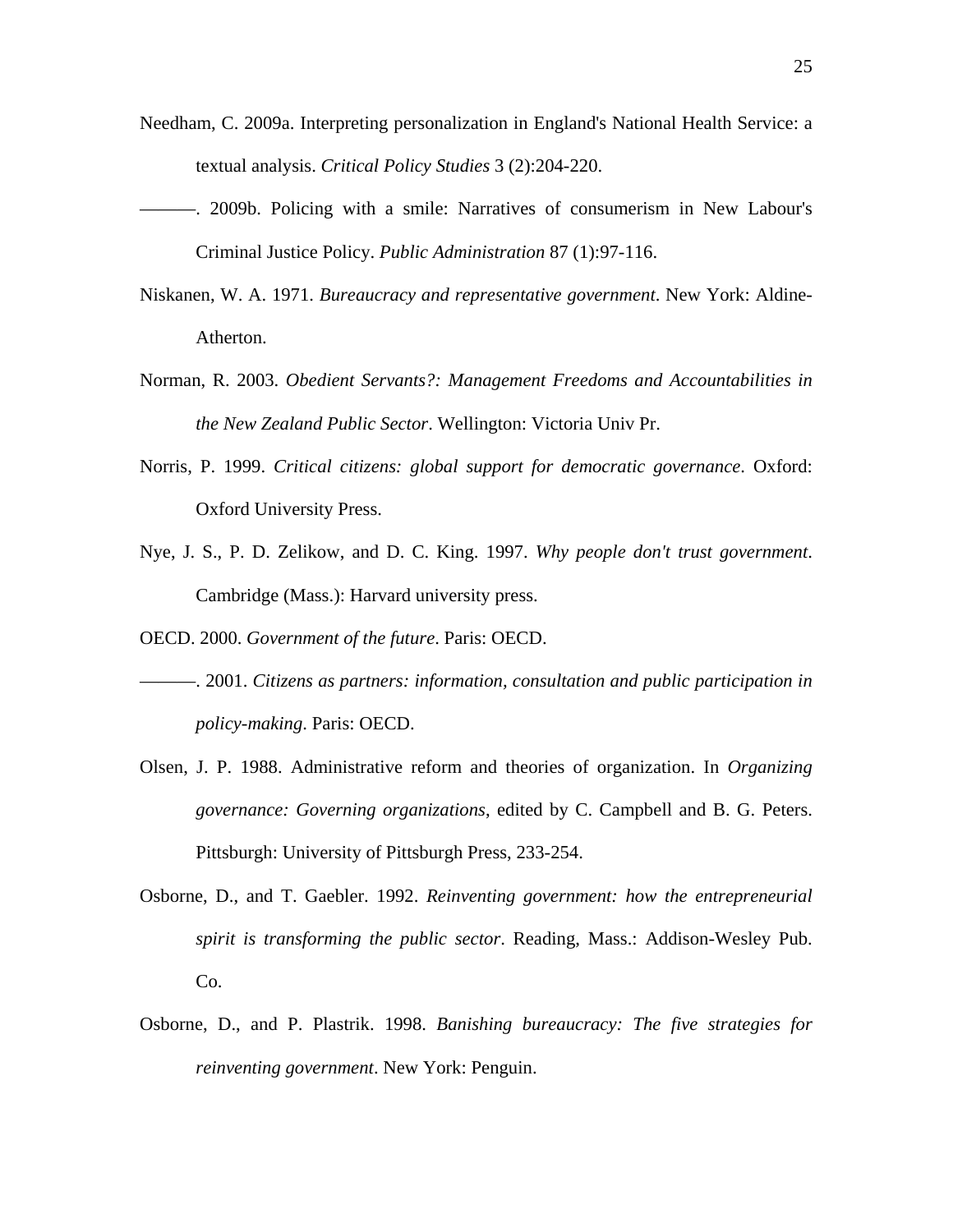Needham, C. 2009a. Interpreting personalization in England's National Health Service: a textual analysis. *Critical Policy Studies* 3 (2):204-220.

———. 2009b. Policing with a smile: Narratives of consumerism in New Labour's Criminal Justice Policy. *Public Administration* 87 (1):97-116.

Niskanen, W. A. 1971. *Bureaucracy and representative government*. New York: Aldine-Atherton.

Norman, R. 2003. *Obedient Servants?: Management Freedoms and Accountabilities in the New Zealand Public Sector*. Wellington: Victoria Univ Pr.

Norris, P. 1999. *Critical citizens: global support for democratic governance*. Oxford: Oxford University Press.

Nye, J. S., P. D. Zelikow, and D. C. King. 1997. *Why people don't trust government*. Cambridge (Mass.): Harvard university press.

OECD. 2000. *Government of the future*. Paris: OECD.

———. 2001. *Citizens as partners: information, consultation and public participation in policy-making*. Paris: OECD.

Olsen, J. P. 1988. Administrative reform and theories of organization. In *Organizing governance: Governing organizations*, edited by C. Campbell and B. G. Peters. Pittsburgh: University of Pittsburgh Press, 233-254.

Osborne, D., and T. Gaebler. 1992. *Reinventing government: how the entrepreneurial spirit is transforming the public sector*. Reading, Mass.: Addison-Wesley Pub. Co.

Osborne, D., and P. Plastrik. 1998. *Banishing bureaucracy: The five strategies for reinventing government*. New York: Penguin.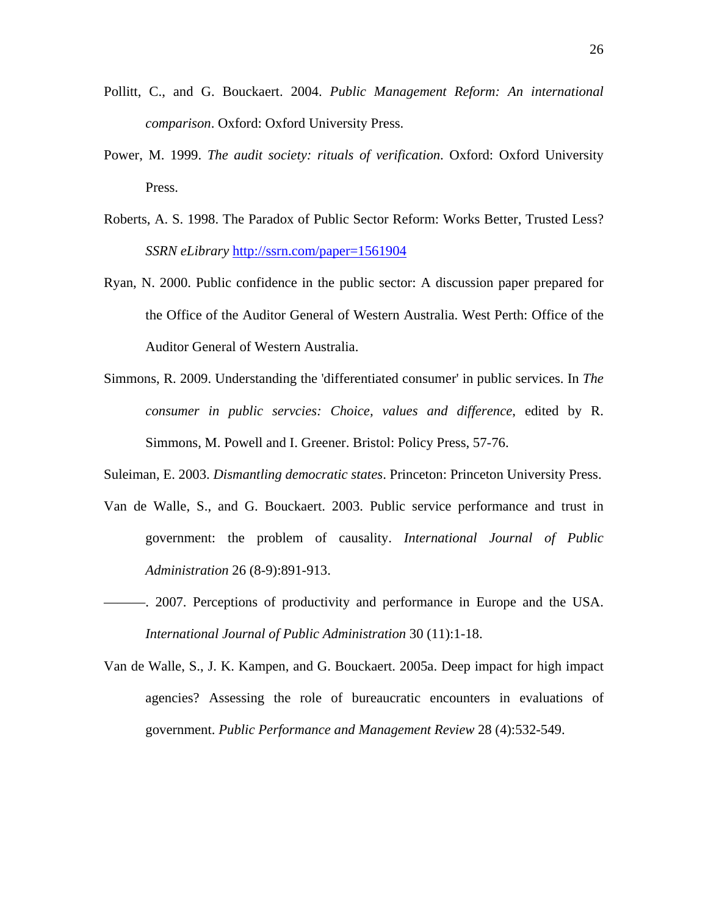Pollitt, C., and G. Bouckaert. 2004. *Public Management Reform: An international comparison*. Oxford: Oxford University Press.

Power, M. 1999. *The audit society: rituals of verification*. Oxford: Oxford University Press.

Roberts, A. S. 1998. The Paradox of Public Sector Reform: Works Better, Trusted Less? *SSRN eLibrary* http://ssrn.com/paper=1561904

Ryan, N. 2000. Public confidence in the public sector: A discussion paper prepared for the Office of the Auditor General of Western Australia. West Perth: Office of the Auditor General of Western Australia.

Simmons, R. 2009. Understanding the 'differentiated consumer' in public services. In *The consumer in public servcies: Choice, values and difference*, edited by R. Simmons, M. Powell and I. Greener. Bristol: Policy Press, 57-76.

Suleiman, E. 2003. *Dismantling democratic states*. Princeton: Princeton University Press.

Van de Walle, S., and G. Bouckaert. 2003. Public service performance and trust in government: the problem of causality. *International Journal of Public Administration* 26 (8-9):891-913.

———. 2007. Perceptions of productivity and performance in Europe and the USA. *International Journal of Public Administration* 30 (11):1-18.

Van de Walle, S., J. K. Kampen, and G. Bouckaert. 2005a. Deep impact for high impact agencies? Assessing the role of bureaucratic encounters in evaluations of government. *Public Performance and Management Review* 28 (4):532-549.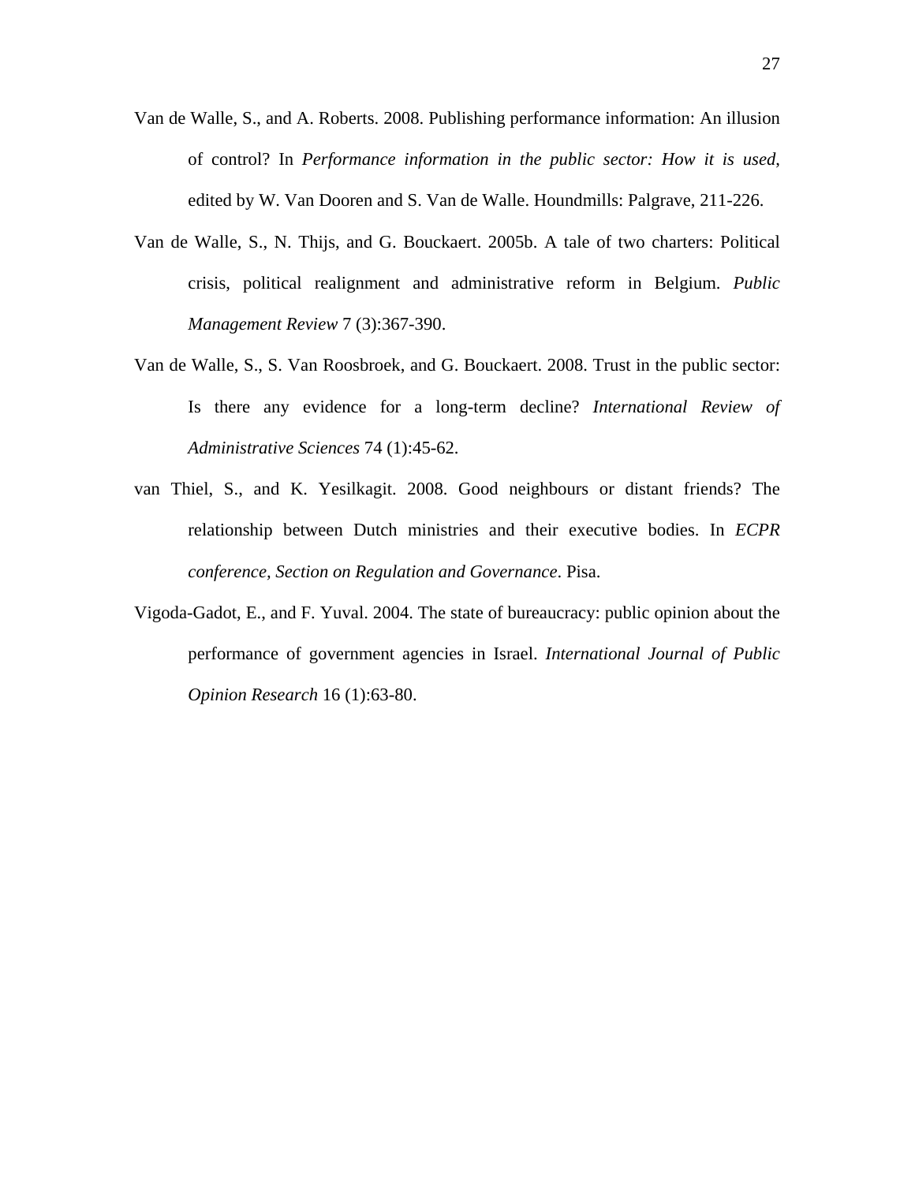Van de Walle, S., and A. Roberts. 2008. Publishing performance information: An illusion of control? In *Performance information in the public sector: How it is used*, edited by W. Van Dooren and S. Van de Walle. Houndmills: Palgrave, 211-226.

Van de Walle, S., N. Thijs, and G. Bouckaert. 2005b. A tale of two charters: Political crisis, political realignment and administrative reform in Belgium. *Public Management Review* 7 (3):367-390.

Van de Walle, S., S. Van Roosbroek, and G. Bouckaert. 2008. Trust in the public sector: Is there any evidence for a long-term decline? *International Review of Administrative Sciences* 74 (1):45-62.

van Thiel, S., and K. Yesilkagit. 2008. Good neighbours or distant friends? The relationship between Dutch ministries and their executive bodies. In *ECPR conference, Section on Regulation and Governance*. Pisa.

Vigoda-Gadot, E., and F. Yuval. 2004. The state of bureaucracy: public opinion about the performance of government agencies in Israel. *International Journal of Public Opinion Research* 16 (1):63-80.